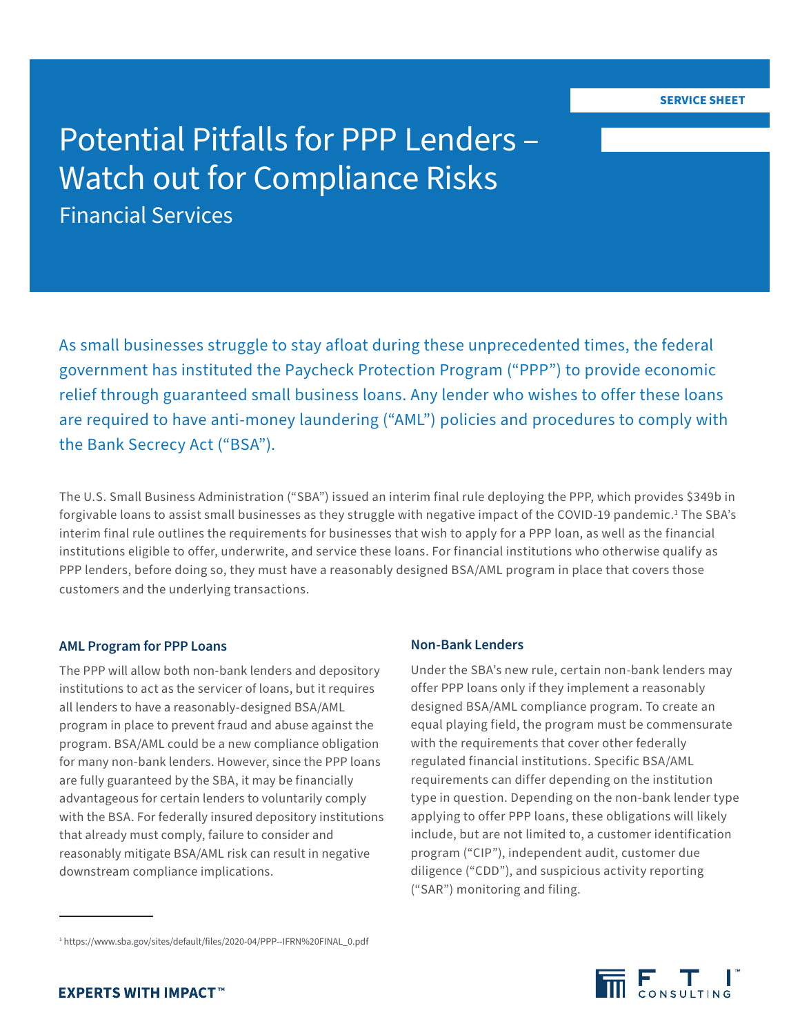SERVICE SHEET

# Potential Pitfalls for PPP Lenders – Watch out for Compliance Risks

## Financial Services

As small businesses struggle to stay afloat during these unprecedented times, the federal government has instituted the Paycheck Protection Program ("PPP") to provide economic relief through guaranteed small business loans. Any lender who wishes to offer these loans are required to have anti-money laundering ("AML") policies and procedures to comply with the Bank Secrecy Act ("BSA").

The U.S. Small Business Administration ("SBA") issued an interim final rule deploying the PPP, which provides $349b in forgivable loans to assist small businesses as they struggle with negative impact of the COVID-19 pandemic.[1] The SBA's interim final rule outlines the requirements for businesses that wish to apply for a PPP loan, as well as the financial institutions eligible to offer, underwrite, and service these loans. For financial institutions who otherwise qualify as PPP lenders, before doing so, they must have a reasonably designed BSA/AML program in place that covers those customers and the underlying transactions.

### AML Program for PPP Loans

The PPP will allow both non-bank lenders and depository institutions to act as the servicer of loans, but it requires all lenders to have a reasonably-designed BSA/AML program in place to prevent fraud and abuse against the program. BSA/AML could be a new compliance obligation for many non-bank lenders. However, since the PPP loans are fully guaranteed by the SBA, it may be financially advantageous for certain lenders to voluntarily comply with the BSA. For federally insured depository institutions that already must comply, failure to consider and reasonably mitigate BSA/AML risk can result in negative downstream compliance implications.

### Non-Bank Lenders

Under the SBA's new rule, certain non-bank lenders may offer PPP loans only if they implement a reasonably designed BSA/AML compliance program. To create an equal playing field, the program must be commensurate with the requirements that cover other federally regulated financial institutions. Specific BSA/AML requirements can differ depending on the institution type in question. Depending on the non-bank lender type applying to offer PPP loans, these obligations will likely include, but are not limited to, a customer identification program ("CIP"), independent audit, customer due diligence ("CDD"), and suspicious activity reporting ("SAR") monitoring and filing.

[1] https://www.sba.gov/sites/default/files/2020-04/PPP--IFRN%20FINAL_0.pdf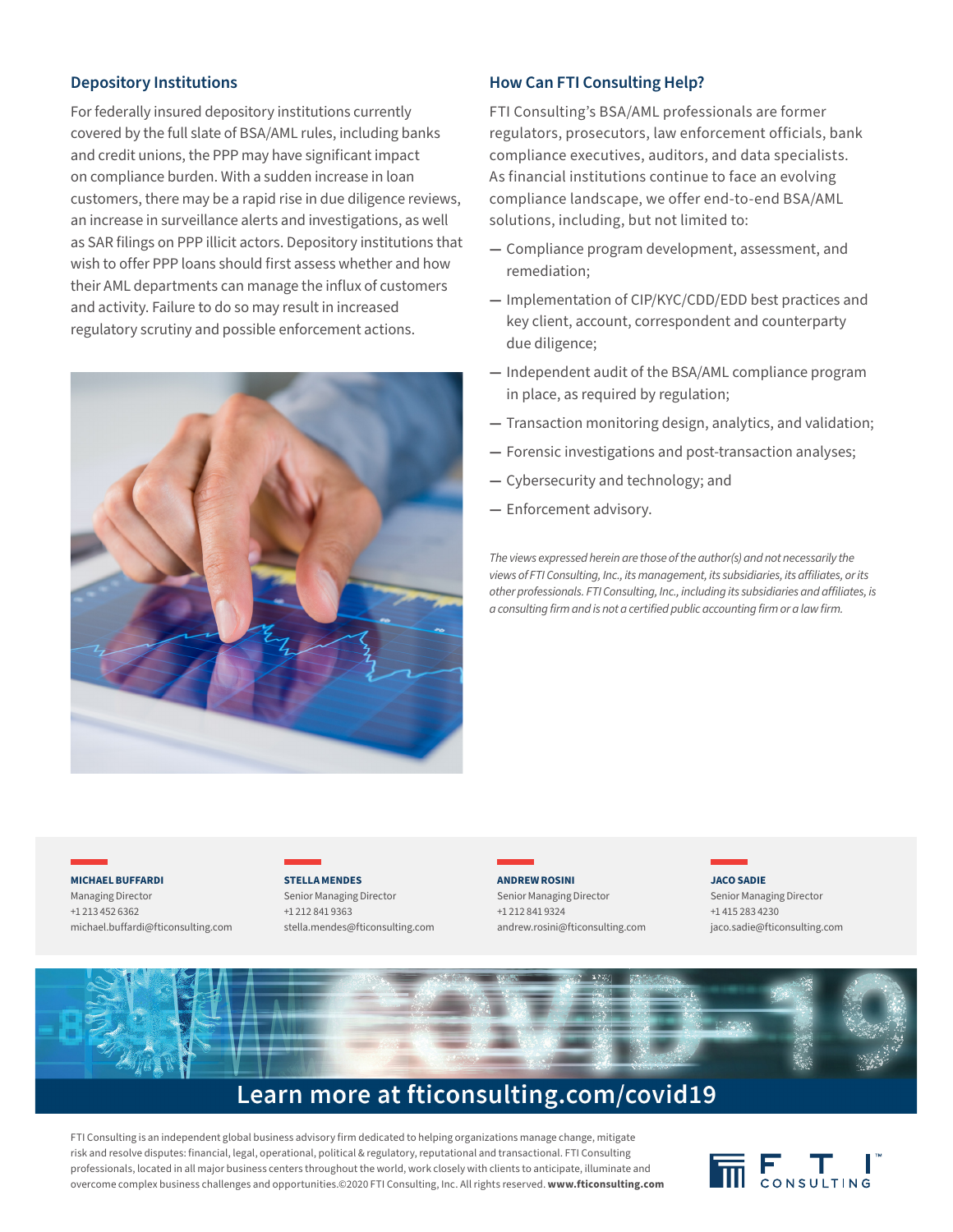## Depository Institutions

For federally insured depository institutions currently covered by the full slate of BSA/AML rules, including banks and credit unions, the PPP may have significant impact on compliance burden. With a sudden increase in loan customers, there may be a rapid rise in due diligence reviews, an increase in surveillance alerts and investigations, as well as SAR filings on PPP illicit actors. Depository institutions that wish to offer PPP loans should first assess whether and how their AML departments can manage the influx of customers and activity. Failure to do so may result in increased regulatory scrutiny and possible enforcement actions.

## How Can FTI Consulting Help?

FTI Consulting's BSA/AML professionals are former regulators, prosecutors, law enforcement officials, bank compliance executives, auditors, and data specialists. As financial institutions continue to face an evolving compliance landscape, we offer end-to-end BSA/AML solutions, including, but not limited to:

- Compliance program development, assessment, and remediation;
- Implementation of CIP/KYC/CDD/EDD best practices and key client, account, correspondent and counterparty due diligence;
- Independent audit of the BSA/AML compliance program in place, as required by regulation;
- Transaction monitoring design, analytics, and validation;
- Forensic investigations and post-transaction analyses;
- Cybersecurity and technology; and
- Enforcement advisory.

*The views expressed herein are those of the author(s) and not necessarily the views of FTI Consulting, Inc., its management, its subsidiaries, its affiliates, or its other professionals. FTI Consulting, Inc., including its subsidiaries and affiliates, is a consulting firm and is not a certified public accounting firm or a law firm.*

**MICHAEL BUFFARDI**
Managing Director
+1 213 452 6362
michael.buffardi@fticonsulting.com

**STELLA MENDES**
Senior Managing Director
+1 212 841 9363
stella.mendes@fticonsulting.com

**ANDREW ROSINI**
Senior Managing Director
+1 212 841 9324
andrew.rosini@fticonsulting.com

**JACO SADIE**
Senior Managing Director
+1 415 283 4230
jaco.sadie@fticonsulting.com

**Learn more at fticonsulting.com/covid19**

FTI Consulting is an independent global business advisory firm dedicated to helping organizations manage change, mitigate risk and resolve disputes: financial, legal, operational, political & regulatory, reputational and transactional. FTI Consulting professionals, located in all major business centers throughout the world, work closely with clients to anticipate, illuminate and overcome complex business challenges and opportunities.©2020 FTI Consulting, Inc. All rights reserved. **www.fticonsulting.com**